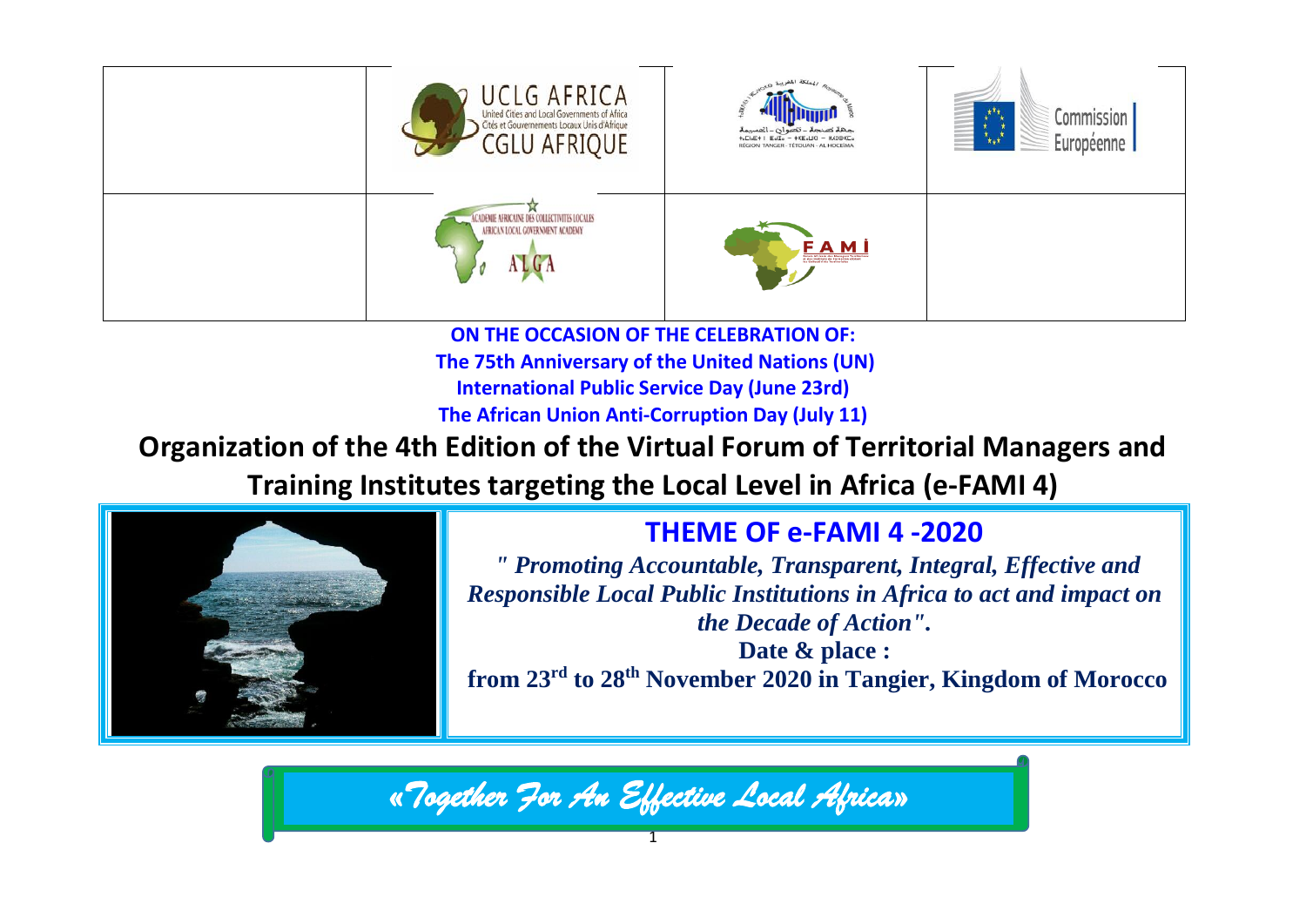| | UCLG AFRICA<br>United Cities and Local Governments of Africa<br>Cités et Gouvernements Locaux Unis d'Afrique<br>CGLU AFRIQUE | RÉGION TANGER - TÉTOUAN - AL HOCEIMA | Commission Européenne |
|---|---|---|---|
| | ACADEMIE AFRICAINE DES COLLECTIVITES LOCALES<br>AFRICAN LOCAL GOVERNMENT ACADEMY<br>ALGA | FAMI | |

**ON THE OCCASION OF THE CELEBRATION OF:**

**The 75th Anniversary of the United Nations (UN)**

**International Public Service Day (June 23rd)**

**The African Union Anti-Corruption Day (July 11)**

# Organization of the 4th Edition of the Virtual Forum of Territorial Managers and Training Institutes targeting the Local Level in Africa (e-FAMI 4)

## THEME OF e-FAMI 4 -2020

***" Promoting Accountable, Transparent, Integral, Effective and Responsible Local Public Institutions in Africa to act and impact on the Decade of Action".***

**Date & place :**

**from 23rd to 28th November 2020 in Tangier, Kingdom of Morocco**

*«Together For An Effective Local Africa»*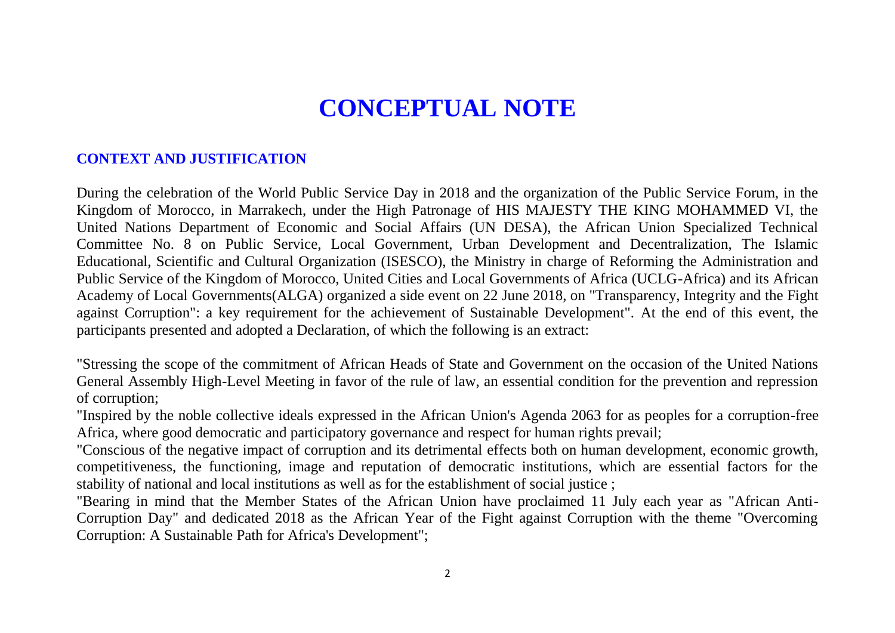# CONCEPTUAL NOTE

## CONTEXT AND JUSTIFICATION

During the celebration of the World Public Service Day in 2018 and the organization of the Public Service Forum, in the Kingdom of Morocco, in Marrakech, under the High Patronage of HIS MAJESTY THE KING MOHAMMED VI, the United Nations Department of Economic and Social Affairs (UN DESA), the African Union Specialized Technical Committee No. 8 on Public Service, Local Government, Urban Development and Decentralization, The Islamic Educational, Scientific and Cultural Organization (ISESCO), the Ministry in charge of Reforming the Administration and Public Service of the Kingdom of Morocco, United Cities and Local Governments of Africa (UCLG-Africa) and its African Academy of Local Governments(ALGA) organized a side event on 22 June 2018, on "Transparency, Integrity and the Fight against Corruption": a key requirement for the achievement of Sustainable Development". At the end of this event, the participants presented and adopted a Declaration, of which the following is an extract:

"Stressing the scope of the commitment of African Heads of State and Government on the occasion of the United Nations General Assembly High-Level Meeting in favor of the rule of law, an essential condition for the prevention and repression of corruption;

"Inspired by the noble collective ideals expressed in the African Union's Agenda 2063 for as peoples for a corruption-free Africa, where good democratic and participatory governance and respect for human rights prevail;

"Conscious of the negative impact of corruption and its detrimental effects both on human development, economic growth, competitiveness, the functioning, image and reputation of democratic institutions, which are essential factors for the stability of national and local institutions as well as for the establishment of social justice ;

"Bearing in mind that the Member States of the African Union have proclaimed 11 July each year as "African Anti-Corruption Day" and dedicated 2018 as the African Year of the Fight against Corruption with the theme "Overcoming Corruption: A Sustainable Path for Africa's Development";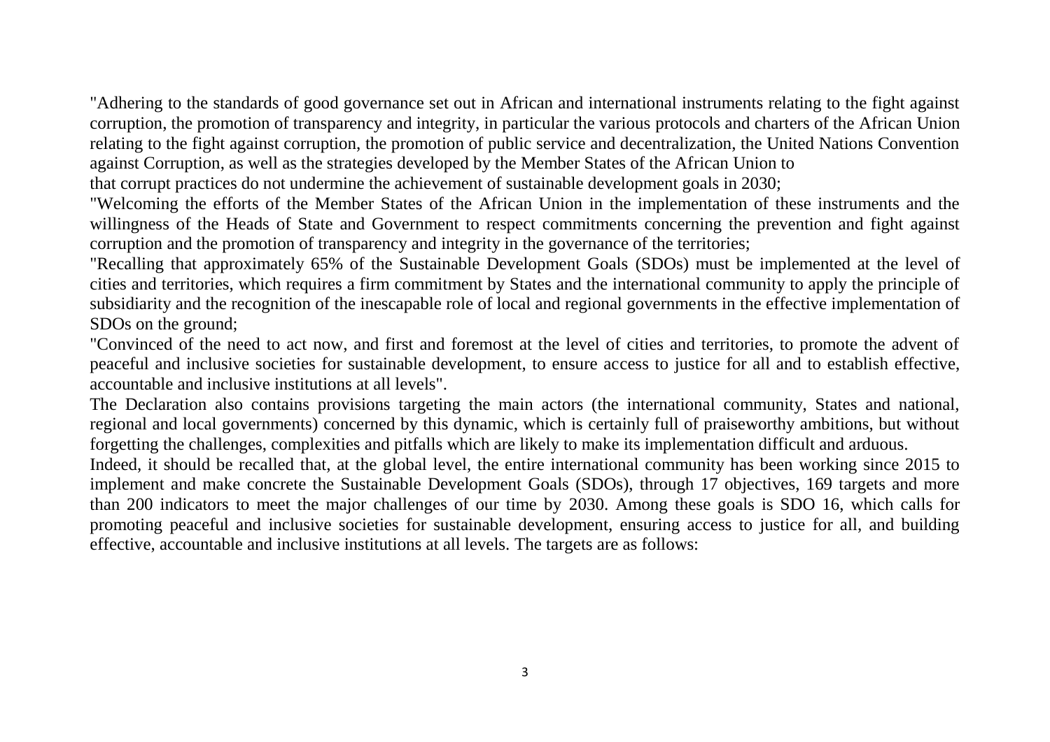"Adhering to the standards of good governance set out in African and international instruments relating to the fight against corruption, the promotion of transparency and integrity, in particular the various protocols and charters of the African Union relating to the fight against corruption, the promotion of public service and decentralization, the United Nations Convention against Corruption, as well as the strategies developed by the Member States of the African Union to
that corrupt practices do not undermine the achievement of sustainable development goals in 2030;

"Welcoming the efforts of the Member States of the African Union in the implementation of these instruments and the willingness of the Heads of State and Government to respect commitments concerning the prevention and fight against corruption and the promotion of transparency and integrity in the governance of the territories;

"Recalling that approximately 65% of the Sustainable Development Goals (SDOs) must be implemented at the level of cities and territories, which requires a firm commitment by States and the international community to apply the principle of subsidiarity and the recognition of the inescapable role of local and regional governments in the effective implementation of SDOs on the ground;

"Convinced of the need to act now, and first and foremost at the level of cities and territories, to promote the advent of peaceful and inclusive societies for sustainable development, to ensure access to justice for all and to establish effective, accountable and inclusive institutions at all levels".

The Declaration also contains provisions targeting the main actors (the international community, States and national, regional and local governments) concerned by this dynamic, which is certainly full of praiseworthy ambitions, but without forgetting the challenges, complexities and pitfalls which are likely to make its implementation difficult and arduous.

Indeed, it should be recalled that, at the global level, the entire international community has been working since 2015 to implement and make concrete the Sustainable Development Goals (SDOs), through 17 objectives, 169 targets and more than 200 indicators to meet the major challenges of our time by 2030. Among these goals is SDO 16, which calls for promoting peaceful and inclusive societies for sustainable development, ensuring access to justice for all, and building effective, accountable and inclusive institutions at all levels. The targets are as follows: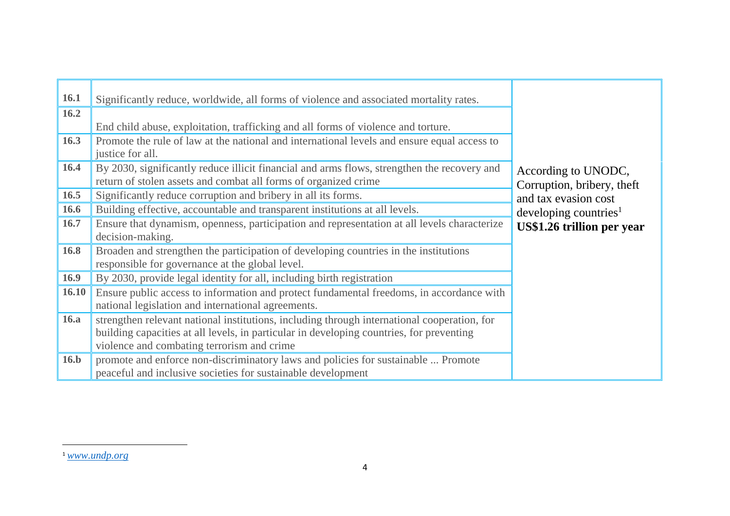| | | |
|---|---|---|
| **16.1** | Significantly reduce, worldwide, all forms of violence and associated mortality rates. | According to UNODC, Corruption, bribery, theft and tax evasion cost developing countries[1] **US$1.26 trillion per year** |
| **16.2** | End child abuse, exploitation, trafficking and all forms of violence and torture. | |
| **16.3** | Promote the rule of law at the national and international levels and ensure equal access to justice for all. | |
| **16.4** | By 2030, significantly reduce illicit financial and arms flows, strengthen the recovery and return of stolen assets and combat all forms of organized crime | |
| **16.5** | Significantly reduce corruption and bribery in all its forms. | |
| **16.6** | Building effective, accountable and transparent institutions at all levels. | |
| **16.7** | Ensure that dynamism, openness, participation and representation at all levels characterize decision-making. | |
| **16.8** | Broaden and strengthen the participation of developing countries in the institutions responsible for governance at the global level. | |
| **16.9** | By 2030, provide legal identity for all, including birth registration | |
| **16.10** | Ensure public access to information and protect fundamental freedoms, in accordance with national legislation and international agreements. | |
| **16.a** | strengthen relevant national institutions, including through international cooperation, for building capacities at all levels, in particular in developing countries, for preventing violence and combating terrorism and crime | |
| **16.b** | promote and enforce non-discriminatory laws and policies for sustainable ... Promote peaceful and inclusive societies for sustainable development | |

[1] *www.undp.org*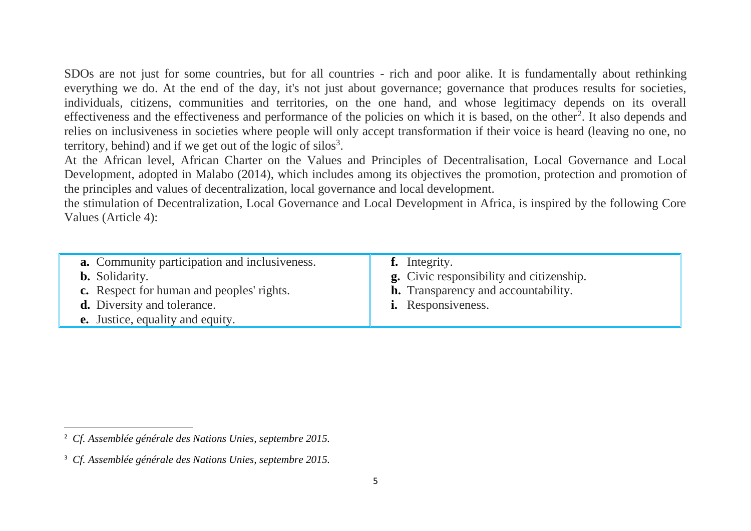SDOs are not just for some countries, but for all countries - rich and poor alike. It is fundamentally about rethinking everything we do. At the end of the day, it's not just about governance; governance that produces results for societies, individuals, citizens, communities and territories, on the one hand, and whose legitimacy depends on its overall effectiveness and the effectiveness and performance of the policies on which it is based, on the other[2]. It also depends and relies on inclusiveness in societies where people will only accept transformation if their voice is heard (leaving no one, no territory, behind) and if we get out of the logic of silos[3].

At the African level, African Charter on the Values and Principles of Decentralisation, Local Governance and Local Development, adopted in Malabo (2014), which includes among its objectives the promotion, protection and promotion of the principles and values of decentralization, local governance and local development.

the stimulation of Decentralization, Local Governance and Local Development in Africa, is inspired by the following Core Values (Article 4):

| | |
|---|---|
| **a.** Community participation and inclusiveness.<br>**b.** Solidarity.<br>**c.** Respect for human and peoples' rights.<br>**d.** Diversity and tolerance.<br>**e.** Justice, equality and equity. | **f.** Integrity.<br>**g.** Civic responsibility and citizenship.<br>**h.** Transparency and accountability.<br>**i.** Responsiveness. |

---

[2] *Cf. Assemblée générale des Nations Unies, septembre 2015.*

[3] *Cf. Assemblée générale des Nations Unies, septembre 2015.*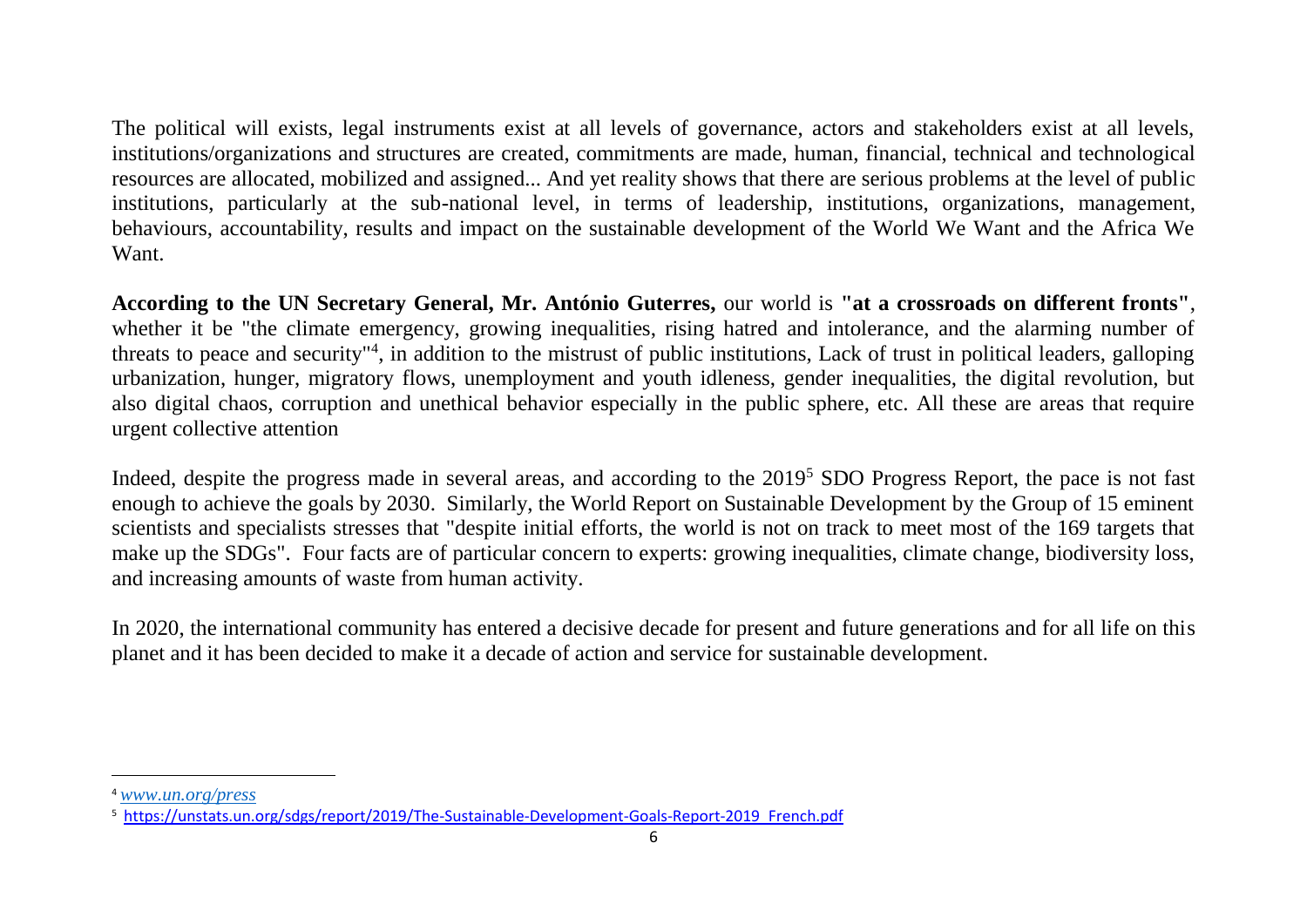The political will exists, legal instruments exist at all levels of governance, actors and stakeholders exist at all levels, institutions/organizations and structures are created, commitments are made, human, financial, technical and technological resources are allocated, mobilized and assigned... And yet reality shows that there are serious problems at the level of public institutions, particularly at the sub-national level, in terms of leadership, institutions, organizations, management, behaviours, accountability, results and impact on the sustainable development of the World We Want and the Africa We Want.

**According to the UN Secretary General, Mr. António Guterres,** our world is **"at a crossroads on different fronts"**, whether it be "the climate emergency, growing inequalities, rising hatred and intolerance, and the alarming number of threats to peace and security"[4], in addition to the mistrust of public institutions, Lack of trust in political leaders, galloping urbanization, hunger, migratory flows, unemployment and youth idleness, gender inequalities, the digital revolution, but also digital chaos, corruption and unethical behavior especially in the public sphere, etc. All these are areas that require urgent collective attention

Indeed, despite the progress made in several areas, and according to the 2019[5] SDO Progress Report, the pace is not fast enough to achieve the goals by 2030. Similarly, the World Report on Sustainable Development by the Group of 15 eminent scientists and specialists stresses that "despite initial efforts, the world is not on track to meet most of the 169 targets that make up the SDGs". Four facts are of particular concern to experts: growing inequalities, climate change, biodiversity loss, and increasing amounts of waste from human activity.

In 2020, the international community has entered a decisive decade for present and future generations and for all life on this planet and it has been decided to make it a decade of action and service for sustainable development.

---

[4] *www.un.org/press*

[5] https://unstats.un.org/sdgs/report/2019/The-Sustainable-Development-Goals-Report-2019_French.pdf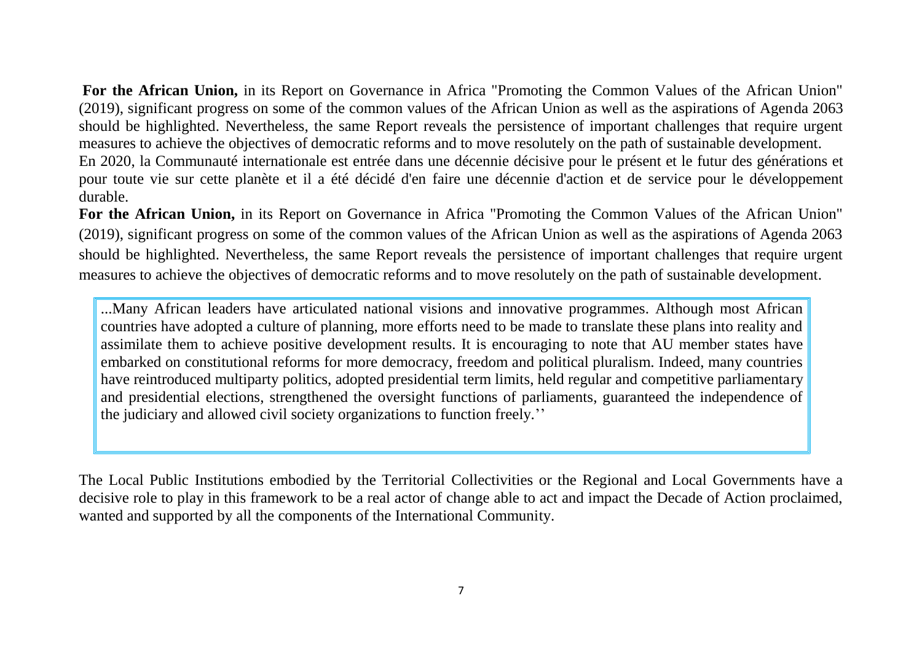**For the African Union,** in its Report on Governance in Africa "Promoting the Common Values of the African Union" (2019), significant progress on some of the common values of the African Union as well as the aspirations of Agenda 2063 should be highlighted. Nevertheless, the same Report reveals the persistence of important challenges that require urgent measures to achieve the objectives of democratic reforms and to move resolutely on the path of sustainable development.

En 2020, la Communauté internationale est entrée dans une décennie décisive pour le présent et le futur des générations et pour toute vie sur cette planète et il a été décidé d'en faire une décennie d'action et de service pour le développement durable.

**For the African Union,** in its Report on Governance in Africa "Promoting the Common Values of the African Union" (2019), significant progress on some of the common values of the African Union as well as the aspirations of Agenda 2063 should be highlighted. Nevertheless, the same Report reveals the persistence of important challenges that require urgent measures to achieve the objectives of democratic reforms and to move resolutely on the path of sustainable development.

> ...Many African leaders have articulated national visions and innovative programmes. Although most African countries have adopted a culture of planning, more efforts need to be made to translate these plans into reality and assimilate them to achieve positive development results. It is encouraging to note that AU member states have embarked on constitutional reforms for more democracy, freedom and political pluralism. Indeed, many countries have reintroduced multiparty politics, adopted presidential term limits, held regular and competitive parliamentary and presidential elections, strengthened the oversight functions of parliaments, guaranteed the independence of the judiciary and allowed civil society organizations to function freely.''

The Local Public Institutions embodied by the Territorial Collectivities or the Regional and Local Governments have a decisive role to play in this framework to be a real actor of change able to act and impact the Decade of Action proclaimed, wanted and supported by all the components of the International Community.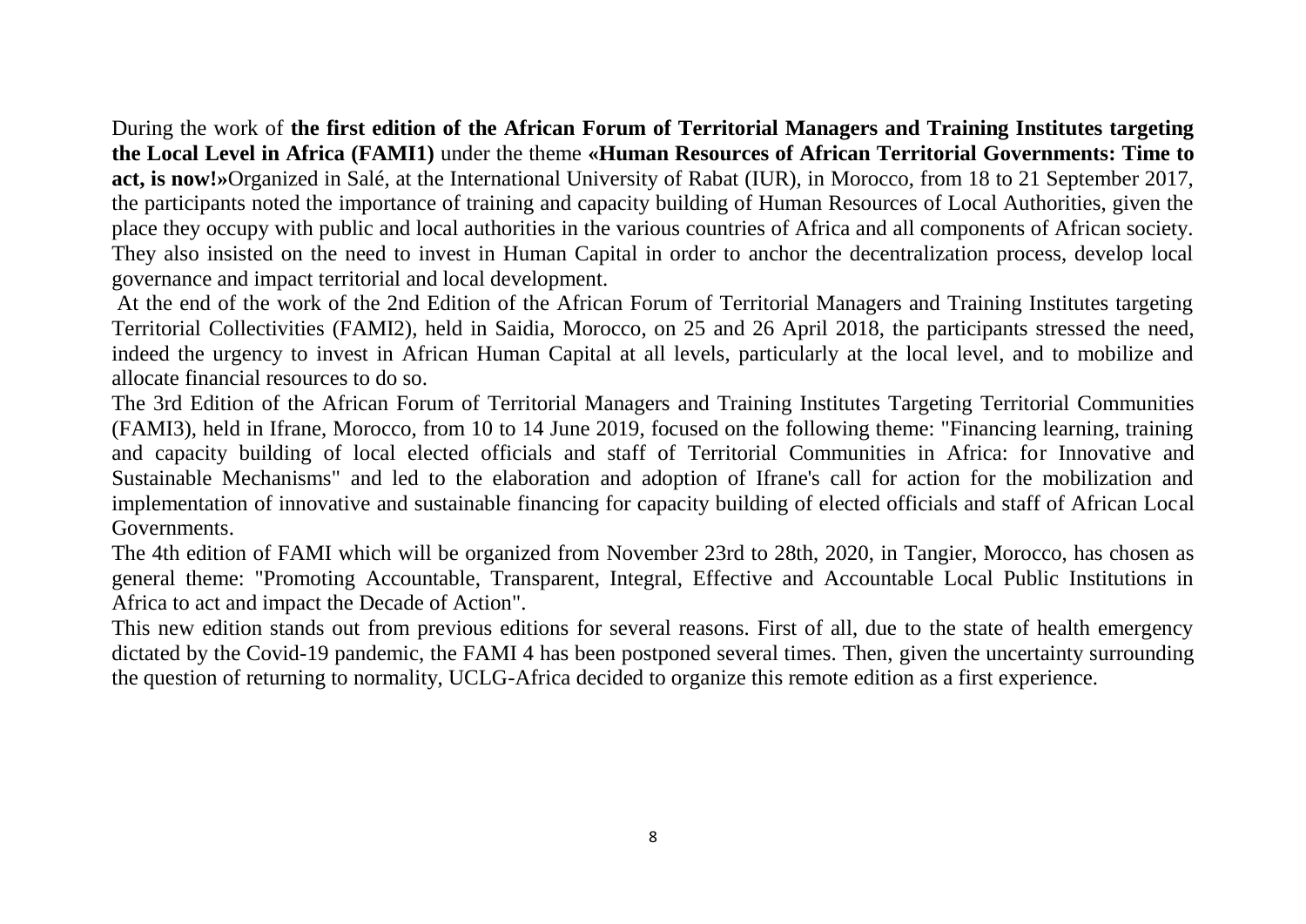During the work of **the first edition of the African Forum of Territorial Managers and Training Institutes targeting the Local Level in Africa (FAMI1)** under the theme **«Human Resources of African Territorial Governments: Time to act, is now!»**Organized in Salé, at the International University of Rabat (IUR), in Morocco, from 18 to 21 September 2017, the participants noted the importance of training and capacity building of Human Resources of Local Authorities, given the place they occupy with public and local authorities in the various countries of Africa and all components of African society. They also insisted on the need to invest in Human Capital in order to anchor the decentralization process, develop local governance and impact territorial and local development.

At the end of the work of the 2nd Edition of the African Forum of Territorial Managers and Training Institutes targeting Territorial Collectivities (FAMI2), held in Saidia, Morocco, on 25 and 26 April 2018, the participants stressed the need, indeed the urgency to invest in African Human Capital at all levels, particularly at the local level, and to mobilize and allocate financial resources to do so.

The 3rd Edition of the African Forum of Territorial Managers and Training Institutes Targeting Territorial Communities (FAMI3), held in Ifrane, Morocco, from 10 to 14 June 2019, focused on the following theme: "Financing learning, training and capacity building of local elected officials and staff of Territorial Communities in Africa: for Innovative and Sustainable Mechanisms" and led to the elaboration and adoption of Ifrane's call for action for the mobilization and implementation of innovative and sustainable financing for capacity building of elected officials and staff of African Local Governments.

The 4th edition of FAMI which will be organized from November 23rd to 28th, 2020, in Tangier, Morocco, has chosen as general theme: "Promoting Accountable, Transparent, Integral, Effective and Accountable Local Public Institutions in Africa to act and impact the Decade of Action".

This new edition stands out from previous editions for several reasons. First of all, due to the state of health emergency dictated by the Covid-19 pandemic, the FAMI 4 has been postponed several times. Then, given the uncertainty surrounding the question of returning to normality, UCLG-Africa decided to organize this remote edition as a first experience.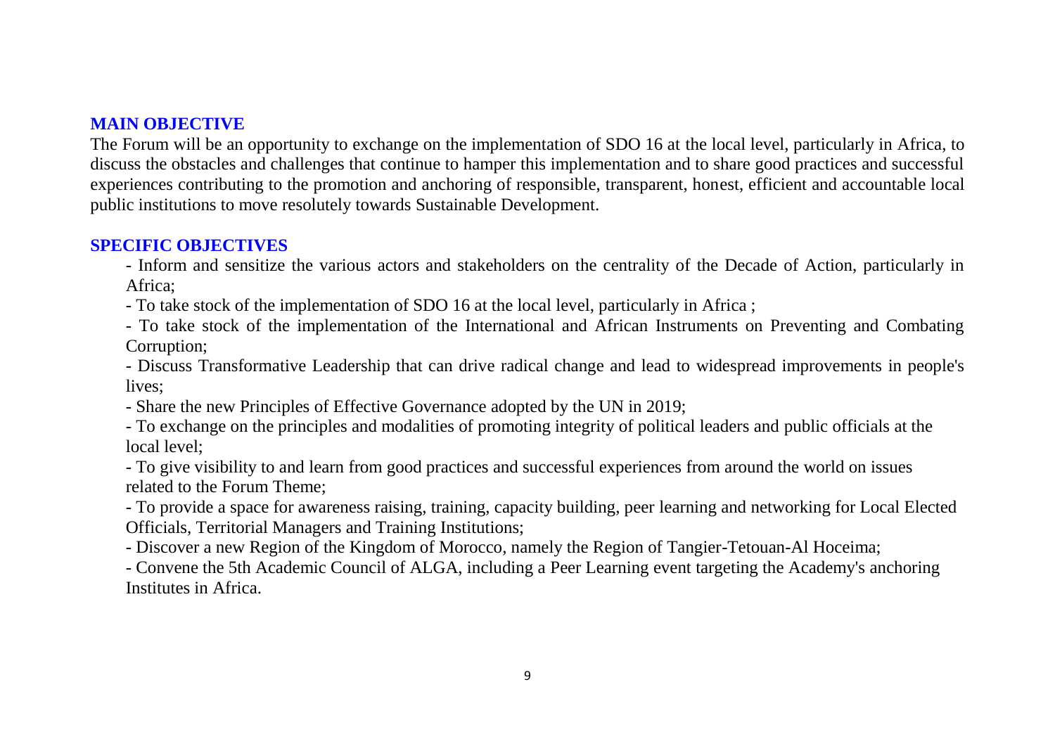## MAIN OBJECTIVE

The Forum will be an opportunity to exchange on the implementation of SDO 16 at the local level, particularly in Africa, to discuss the obstacles and challenges that continue to hamper this implementation and to share good practices and successful experiences contributing to the promotion and anchoring of responsible, transparent, honest, efficient and accountable local public institutions to move resolutely towards Sustainable Development.

## SPECIFIC OBJECTIVES

- Inform and sensitize the various actors and stakeholders on the centrality of the Decade of Action, particularly in Africa;
- To take stock of the implementation of SDO 16 at the local level, particularly in Africa ;
- To take stock of the implementation of the International and African Instruments on Preventing and Combating Corruption;
- Discuss Transformative Leadership that can drive radical change and lead to widespread improvements in people's lives;
- Share the new Principles of Effective Governance adopted by the UN in 2019;
- To exchange on the principles and modalities of promoting integrity of political leaders and public officials at the local level;
- To give visibility to and learn from good practices and successful experiences from around the world on issues related to the Forum Theme;
- To provide a space for awareness raising, training, capacity building, peer learning and networking for Local Elected Officials, Territorial Managers and Training Institutions;
- Discover a new Region of the Kingdom of Morocco, namely the Region of Tangier-Tetouan-Al Hoceima;
- Convene the 5th Academic Council of ALGA, including a Peer Learning event targeting the Academy's anchoring Institutes in Africa.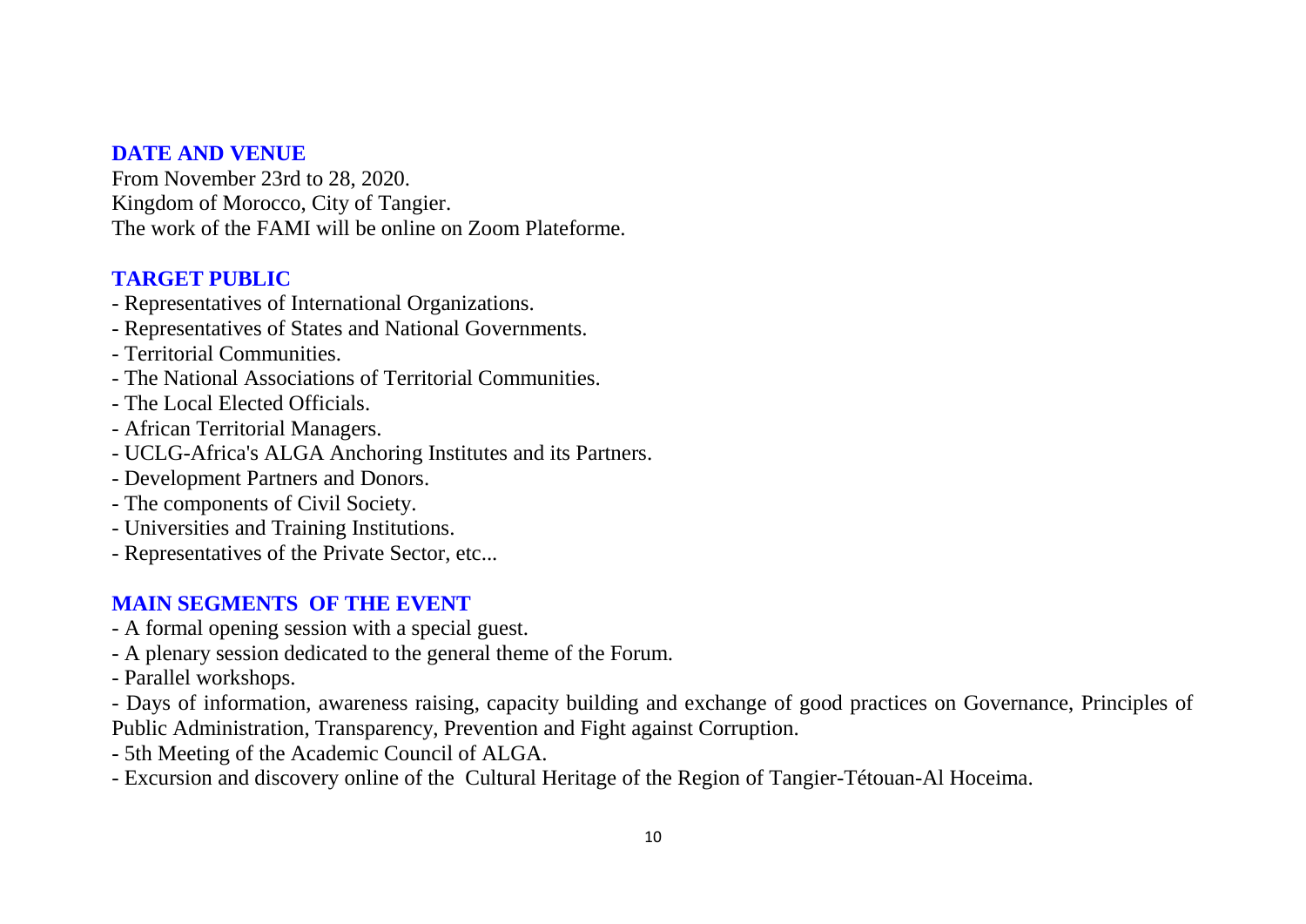## DATE AND VENUE

From November 23rd to 28, 2020.
Kingdom of Morocco, City of Tangier.
The work of the FAMI will be online on Zoom Plateforme.

## TARGET PUBLIC

- Representatives of International Organizations.
- Representatives of States and National Governments.
- Territorial Communities.
- The National Associations of Territorial Communities.
- The Local Elected Officials.
- African Territorial Managers.
- UCLG-Africa's ALGA Anchoring Institutes and its Partners.
- Development Partners and Donors.
- The components of Civil Society.
- Universities and Training Institutions.
- Representatives of the Private Sector, etc...

## MAIN SEGMENTS OF THE EVENT

- A formal opening session with a special guest.
- A plenary session dedicated to the general theme of the Forum.
- Parallel workshops.
- Days of information, awareness raising, capacity building and exchange of good practices on Governance, Principles of Public Administration, Transparency, Prevention and Fight against Corruption.
- 5th Meeting of the Academic Council of ALGA.
- Excursion and discovery online of the Cultural Heritage of the Region of Tangier-Tétouan-Al Hoceima.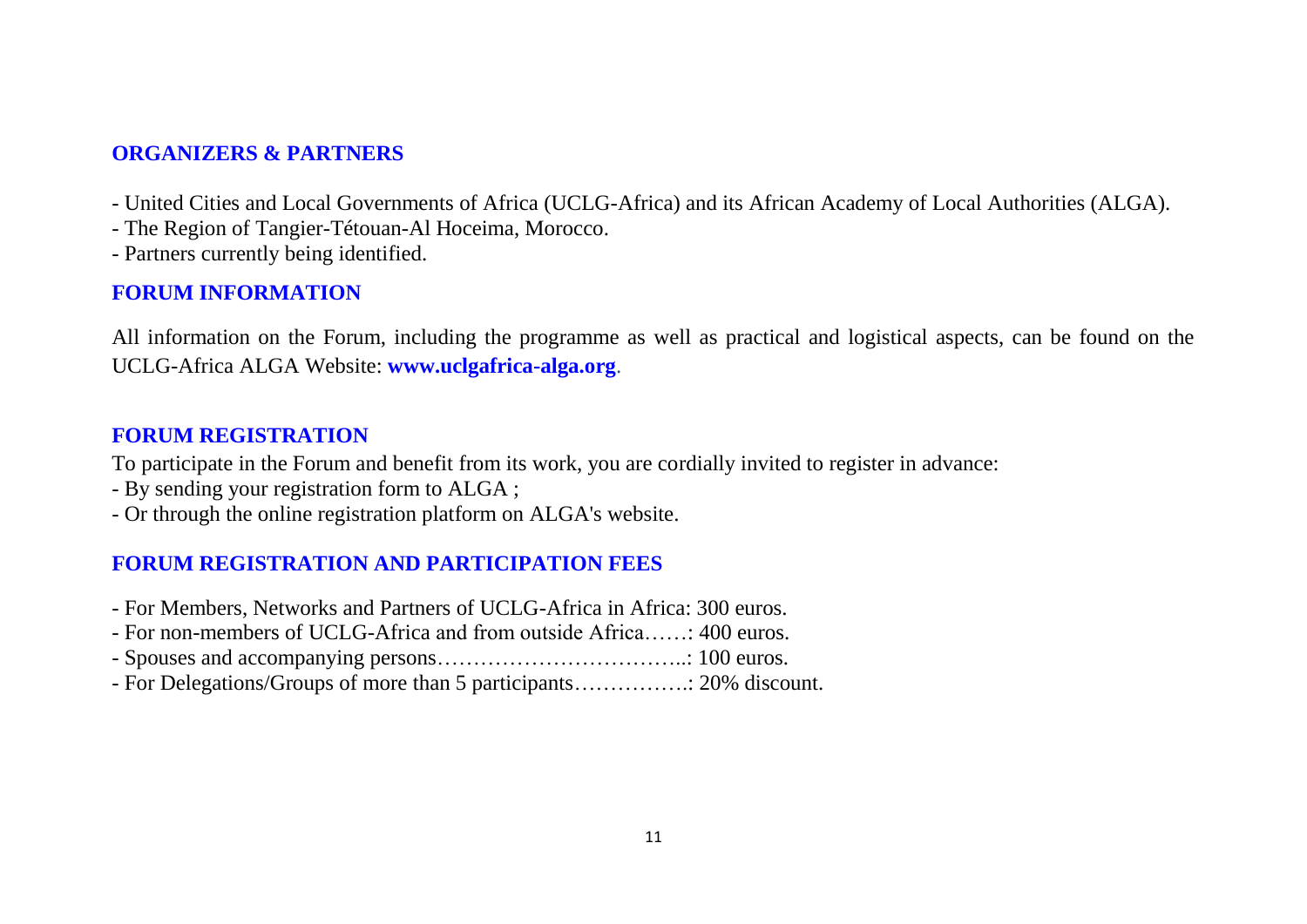## ORGANIZERS & PARTNERS

- United Cities and Local Governments of Africa (UCLG-Africa) and its African Academy of Local Authorities (ALGA).
- The Region of Tangier-Tétouan-Al Hoceima, Morocco.
- Partners currently being identified.

## FORUM INFORMATION

All information on the Forum, including the programme as well as practical and logistical aspects, can be found on the UCLG-Africa ALGA Website: **www.uclgafrica-alga.org**.

## FORUM REGISTRATION

To participate in the Forum and benefit from its work, you are cordially invited to register in advance:

- By sending your registration form to ALGA ;
- Or through the online registration platform on ALGA's website.

## FORUM REGISTRATION AND PARTICIPATION FEES

- For Members, Networks and Partners of UCLG-Africa in Africa: 300 euros.
- For non-members of UCLG-Africa and from outside Africa……: 400 euros.
- Spouses and accompanying persons……………………………..: 100 euros.
- For Delegations/Groups of more than 5 participants…………….: 20% discount.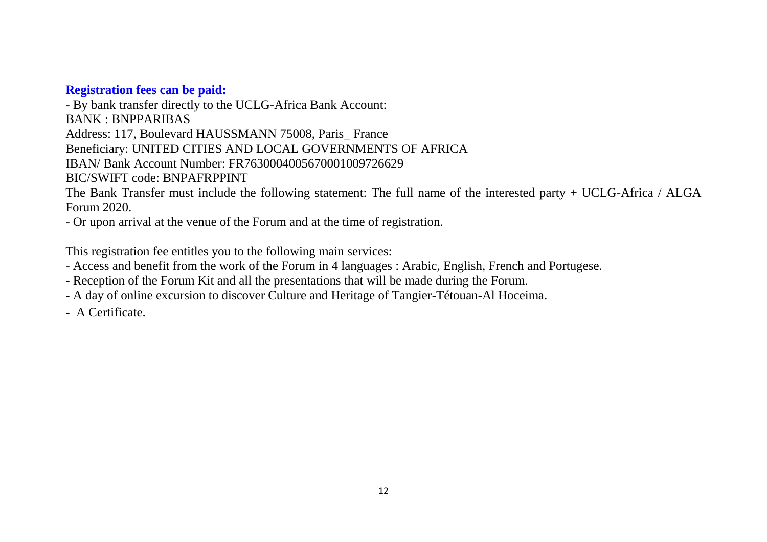**Registration fees can be paid:**

- By bank transfer directly to the UCLG-Africa Bank Account:

BANK : BNPPARIBAS

Address: 117, Boulevard HAUSSMANN 75008, Paris_ France

Beneficiary: UNITED CITIES AND LOCAL GOVERNMENTS OF AFRICA

IBAN/ Bank Account Number: FR7630004005670001009726629

BIC/SWIFT code: BNPAFRPPINT

The Bank Transfer must include the following statement: The full name of the interested party + UCLG-Africa / ALGA Forum 2020.

- Or upon arrival at the venue of the Forum and at the time of registration.

This registration fee entitles you to the following main services:

- Access and benefit from the work of the Forum in 4 languages : Arabic, English, French and Portugese.
- Reception of the Forum Kit and all the presentations that will be made during the Forum.
- A day of online excursion to discover Culture and Heritage of Tangier-Tétouan-Al Hoceima.
- A Certificate.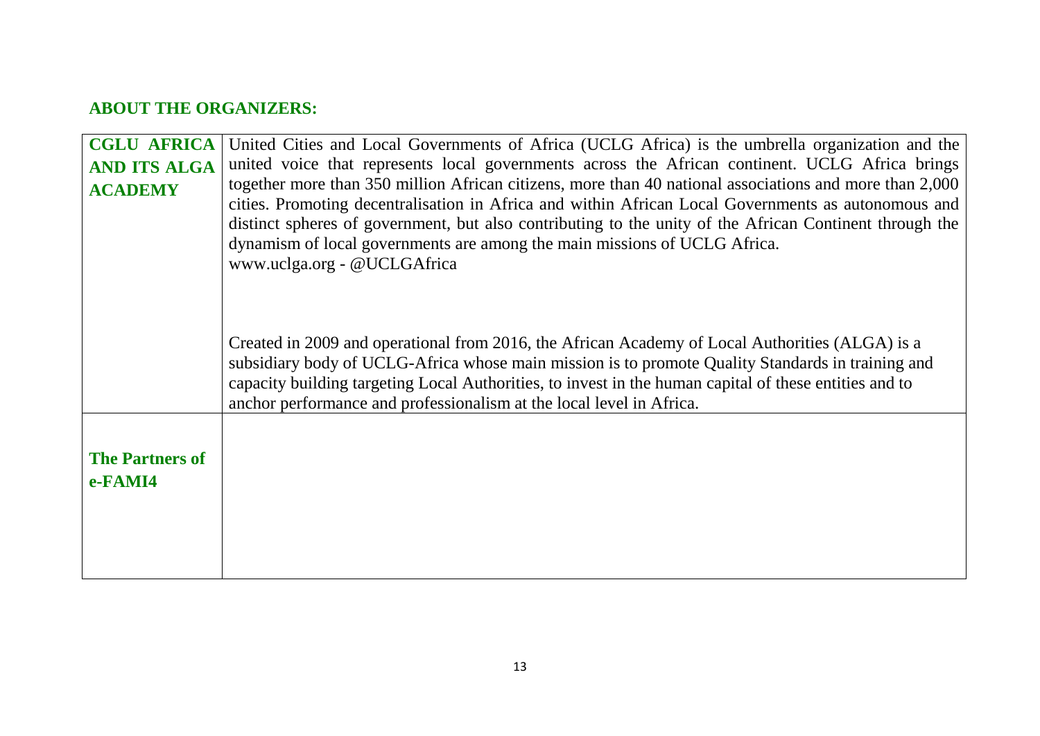**ABOUT THE ORGANIZERS:**

| | |
|---|---|
| **CGLU AFRICA AND ITS ALGA ACADEMY** | United Cities and Local Governments of Africa (UCLG Africa) is the umbrella organization and the united voice that represents local governments across the African continent. UCLG Africa brings together more than 350 million African citizens, more than 40 national associations and more than 2,000 cities. Promoting decentralisation in Africa and within African Local Governments as autonomous and distinct spheres of government, but also contributing to the unity of the African Continent through the dynamism of local governments are among the main missions of UCLG Africa.<br>www.uclga.org - @UCLGAfrica<br><br>Created in 2009 and operational from 2016, the African Academy of Local Authorities (ALGA) is a subsidiary body of UCLG-Africa whose main mission is to promote Quality Standards in training and capacity building targeting Local Authorities, to invest in the human capital of these entities and to anchor performance and professionalism at the local level in Africa. |
| **The Partners of e-FAMI4** | |